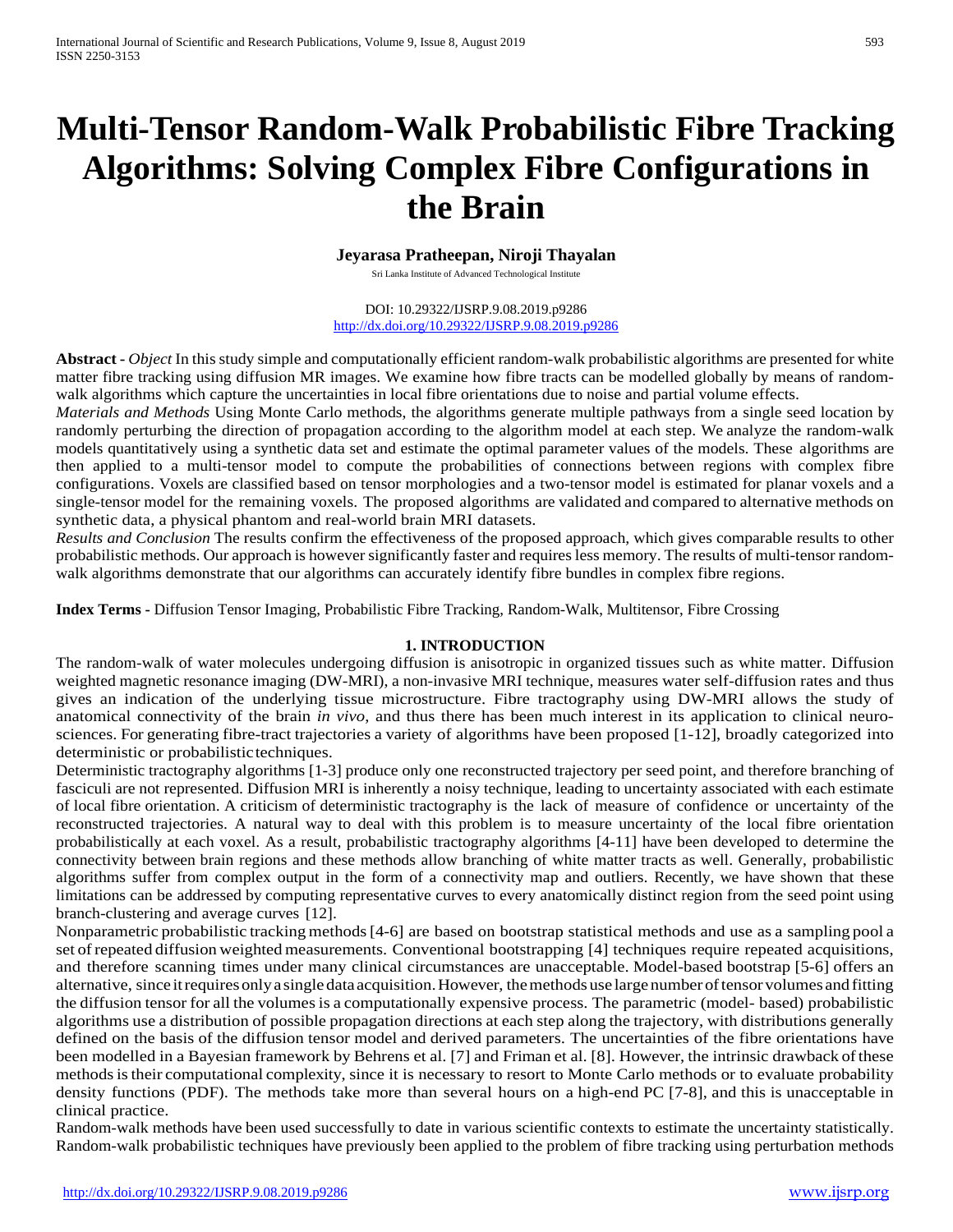# Multi-Tensor Random-Walk Probabilistic Fibre Tracking Algorithms: Solving Complex Fibre Configurations in the Brain

**Jeyarasa Pratheepan, Niroji Thayalan**

Sri Lanka Institute of Advanced Technological Institute

DOI: 10.29322/IJSRP.9.08.2019.p9286
http://dx.doi.org/10.29322/IJSRP.9.08.2019.p9286

**Abstract -** *Object* In this study simple and computationally efficient random-walk probabilistic algorithms are presented for white matter fibre tracking using diffusion MR images. We examine how fibre tracts can be modelled globally by means of random-walk algorithms which capture the uncertainties in local fibre orientations due to noise and partial volume effects.

*Materials and Methods* Using Monte Carlo methods, the algorithms generate multiple pathways from a single seed location by randomly perturbing the direction of propagation according to the algorithm model at each step. We analyze the random-walk models quantitatively using a synthetic data set and estimate the optimal parameter values of the models. These algorithms are then applied to a multi-tensor model to compute the probabilities of connections between regions with complex fibre configurations. Voxels are classified based on tensor morphologies and a two-tensor model is estimated for planar voxels and a single-tensor model for the remaining voxels. The proposed algorithms are validated and compared to alternative methods on synthetic data, a physical phantom and real-world brain MRI datasets.

*Results and Conclusion* The results confirm the effectiveness of the proposed approach, which gives comparable results to other probabilistic methods. Our approach is however significantly faster and requires less memory. The results of multi-tensor random-walk algorithms demonstrate that our algorithms can accurately identify fibre bundles in complex fibre regions.

**Index Terms -** Diffusion Tensor Imaging, Probabilistic Fibre Tracking, Random-Walk, Multitensor, Fibre Crossing

## 1. INTRODUCTION

The random-walk of water molecules undergoing diffusion is anisotropic in organized tissues such as white matter. Diffusion weighted magnetic resonance imaging (DW-MRI), a non-invasive MRI technique, measures water self-diffusion rates and thus gives an indication of the underlying tissue microstructure. Fibre tractography using DW-MRI allows the study of anatomical connectivity of the brain *in vivo*, and thus there has been much interest in its application to clinical neuro-sciences. For generating fibre-tract trajectories a variety of algorithms have been proposed [1-12], broadly categorized into deterministic or probabilistic techniques.

Deterministic tractography algorithms [1-3] produce only one reconstructed trajectory per seed point, and therefore branching of fasciculi are not represented. Diffusion MRI is inherently a noisy technique, leading to uncertainty associated with each estimate of local fibre orientation. A criticism of deterministic tractography is the lack of measure of confidence or uncertainty of the reconstructed trajectories. A natural way to deal with this problem is to measure uncertainty of the local fibre orientation probabilistically at each voxel. As a result, probabilistic tractography algorithms [4-11] have been developed to determine the connectivity between brain regions and these methods allow branching of white matter tracts as well. Generally, probabilistic algorithms suffer from complex output in the form of a connectivity map and outliers. Recently, we have shown that these limitations can be addressed by computing representative curves to every anatomically distinct region from the seed point using branch-clustering and average curves [12].

Nonparametric probabilistic tracking methods [4-6] are based on bootstrap statistical methods and use as a sampling pool a set of repeated diffusion weighted measurements. Conventional bootstrapping [4] techniques require repeated acquisitions, and therefore scanning times under many clinical circumstances are unacceptable. Model-based bootstrap [5-6] offers an alternative, since it requires only a single data acquisition. However, the methods use large number of tensor volumes and fitting the diffusion tensor for all the volumes is a computationally expensive process. The parametric (model- based) probabilistic algorithms use a distribution of possible propagation directions at each step along the trajectory, with distributions generally defined on the basis of the diffusion tensor model and derived parameters. The uncertainties of the fibre orientations have been modelled in a Bayesian framework by Behrens et al. [7] and Friman et al. [8]. However, the intrinsic drawback of these methods is their computational complexity, since it is necessary to resort to Monte Carlo methods or to evaluate probability density functions (PDF). The methods take more than several hours on a high-end PC [7-8], and this is unacceptable in clinical practice.

Random-walk methods have been used successfully to date in various scientific contexts to estimate the uncertainty statistically. Random-walk probabilistic techniques have previously been applied to the problem of fibre tracking using perturbation methods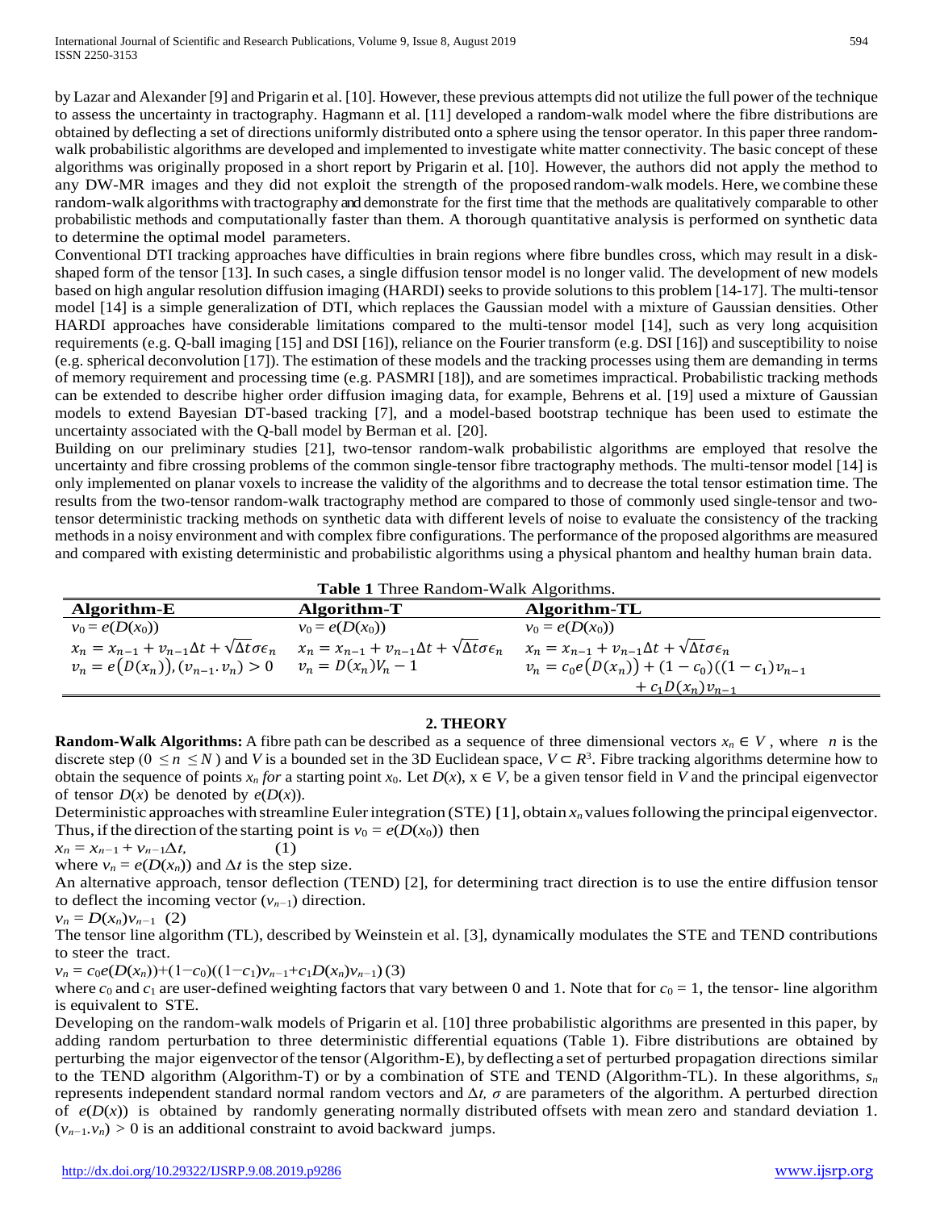by Lazar and Alexander [9] and Prigarin et al. [10]. However, these previous attempts did not utilize the full power of the technique to assess the uncertainty in tractography. Hagmann et al. [11] developed a random-walk model where the fibre distributions are obtained by deflecting a set of directions uniformly distributed onto a sphere using the tensor operator. In this paper three random-walk probabilistic algorithms are developed and implemented to investigate white matter connectivity. The basic concept of these algorithms was originally proposed in a short report by Prigarin et al. [10]. However, the authors did not apply the method to any DW-MR images and they did not exploit the strength of the proposed random-walk models. Here, we combine these random-walk algorithms with tractography and demonstrate for the first time that the methods are qualitatively comparable to other probabilistic methods and computationally faster than them. A thorough quantitative analysis is performed on synthetic data to determine the optimal model parameters.

Conventional DTI tracking approaches have difficulties in brain regions where fibre bundles cross, which may result in a disk-shaped form of the tensor [13]. In such cases, a single diffusion tensor model is no longer valid. The development of new models based on high angular resolution diffusion imaging (HARDI) seeks to provide solutions to this problem [14-17]. The multi-tensor model [14] is a simple generalization of DTI, which replaces the Gaussian model with a mixture of Gaussian densities. Other HARDI approaches have considerable limitations compared to the multi-tensor model [14], such as very long acquisition requirements (e.g. Q-ball imaging [15] and DSI [16]), reliance on the Fourier transform (e.g. DSI [16]) and susceptibility to noise (e.g. spherical deconvolution [17]). The estimation of these models and the tracking processes using them are demanding in terms of memory requirement and processing time (e.g. PASMRI [18]), and are sometimes impractical. Probabilistic tracking methods can be extended to describe higher order diffusion imaging data, for example, Behrens et al. [19] used a mixture of Gaussian models to extend Bayesian DT-based tracking [7], and a model-based bootstrap technique has been used to estimate the uncertainty associated with the Q-ball model by Berman et al. [20].

Building on our preliminary studies [21], two-tensor random-walk probabilistic algorithms are employed that resolve the uncertainty and fibre crossing problems of the common single-tensor fibre tractography methods. The multi-tensor model [14] is only implemented on planar voxels to increase the validity of the algorithms and to decrease the total tensor estimation time. The results from the two-tensor random-walk tractography method are compared to those of commonly used single-tensor and two-tensor deterministic tracking methods on synthetic data with different levels of noise to evaluate the consistency of the tracking methods in a noisy environment and with complex fibre configurations. The performance of the proposed algorithms are measured and compared with existing deterministic and probabilistic algorithms using a physical phantom and healthy human brain data.

**Table 1** Three Random-Walk Algorithms.

| Algorithm-E | Algorithm-T | Algorithm-TL |
|---|---|---|
| $v_0 = e(D(x_0))$ | $v_0 = e(D(x_0))$ | $v_0 = e(D(x_0))$ |
| $x_n = x_{n-1} + v_{n-1}\Delta t + \sqrt{\Delta t}\sigma\epsilon_n$ | $x_n = x_{n-1} + v_{n-1}\Delta t + \sqrt{\Delta t}\sigma\epsilon_n$ | $x_n = x_{n-1} + v_{n-1}\Delta t + \sqrt{\Delta t}\sigma\epsilon_n$ |
| $v_n = e\big(D(x_n)\big), (v_{n-1}.v_n) > 0$ | $v_n = D(x_n)V_n - 1$ | $v_n = c_0 e\big(D(x_n)\big) + (1-c_0)((1-c_1)v_{n-1} + c_1 D(x_n)v_{n-1}$ |

## 2. THEORY

**Random-Walk Algorithms:** A fibre path can be described as a sequence of three dimensional vectors $x_n \in V$, where $n$ is the discrete step ($0 \leq n \leq N$) and $V$ is a bounded set in the 3D Euclidean space, $V \subset R^3$. Fibre tracking algorithms determine how to obtain the sequence of points $x_n$ *for* a starting point $x_0$. Let $D(x)$, $x \in V$, be a given tensor field in $V$ and the principal eigenvector of tensor $D(x)$ be denoted by $e(D(x))$.

Deterministic approaches with streamline Euler integration (STE) [1], obtain $x_n$ values following the principal eigenvector. Thus, if the direction of the starting point is $v_0 = e(D(x_0))$ then

$$x_n = x_{n-1} + v_{n-1}\Delta t, \qquad (1)$$

where $v_n = e(D(x_n))$ and $\Delta t$ is the step size.

An alternative approach, tensor deflection (TEND) [2], for determining tract direction is to use the entire diffusion tensor to deflect the incoming vector ($v_{n-1}$) direction.

$$v_n = D(x_n)v_{n-1} \quad (2)$$

The tensor line algorithm (TL), described by Weinstein et al. [3], dynamically modulates the STE and TEND contributions to steer the tract.

$$v_n = c_0 e(D(x_n)) + (1-c_0)((1-c_1)v_{n-1} + c_1 D(x_n)v_{n-1}) \quad (3)$$

where $c_0$ and $c_1$ are user-defined weighting factors that vary between 0 and 1. Note that for $c_0 = 1$, the tensor- line algorithm is equivalent to STE.

Developing on the random-walk models of Prigarin et al. [10] three probabilistic algorithms are presented in this paper, by adding random perturbation to three deterministic differential equations (Table 1). Fibre distributions are obtained by perturbing the major eigenvector of the tensor (Algorithm-E), by deflecting a set of perturbed propagation directions similar to the TEND algorithm (Algorithm-T) or by a combination of STE and TEND (Algorithm-TL). In these algorithms, $s_n$ represents independent standard normal random vectors and $\Delta t$, $\sigma$ are parameters of the algorithm. A perturbed direction of $e(D(x))$ is obtained by randomly generating normally distributed offsets with mean zero and standard deviation 1. $(v_{n-1}.v_n) > 0$ is an additional constraint to avoid backward jumps.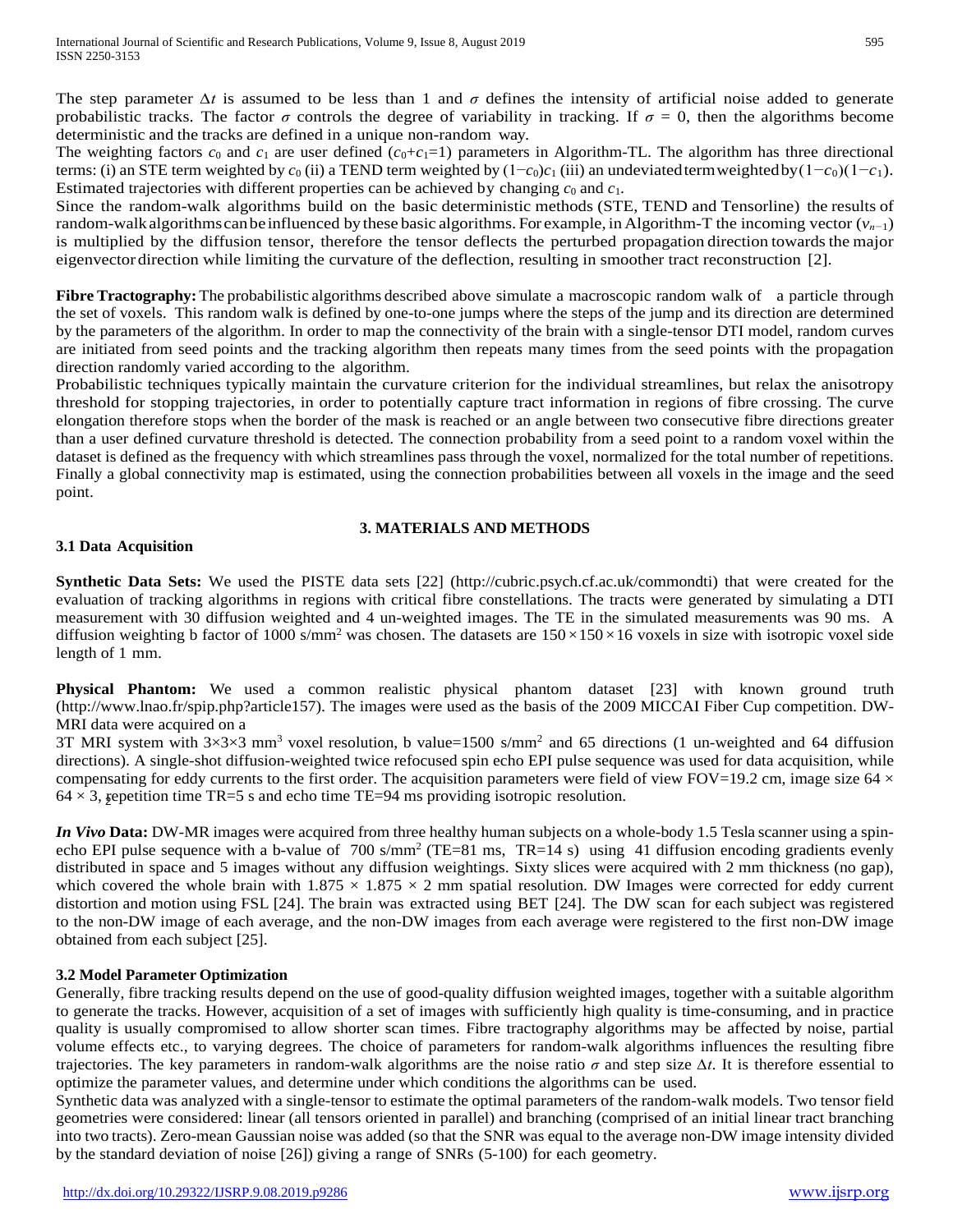The step parameter $\Delta t$ is assumed to be less than 1 and $\sigma$ defines the intensity of artificial noise added to generate probabilistic tracks. The factor $\sigma$ controls the degree of variability in tracking. If $\sigma = 0$, then the algorithms become deterministic and the tracks are defined in a unique non-random way.

The weighting factors $c_0$ and $c_1$ are user defined ($c_0+c_1=1$) parameters in Algorithm-TL. The algorithm has three directional terms: (i) an STE term weighted by $c_0$ (ii) a TEND term weighted by $(1-c_0)c_1$ (iii) an undeviated term weighted by $(1-c_0)(1-c_1)$. Estimated trajectories with different properties can be achieved by changing $c_0$ and $c_1$.

Since the random-walk algorithms build on the basic deterministic methods (STE, TEND and Tensorline) the results of random-walk algorithms can be influenced by these basic algorithms. For example, in Algorithm-T the incoming vector ($v_{n-1}$) is multiplied by the diffusion tensor, therefore the tensor deflects the perturbed propagation direction towards the major eigenvector direction while limiting the curvature of the deflection, resulting in smoother tract reconstruction [2].

**Fibre Tractography:** The probabilistic algorithms described above simulate a macroscopic random walk of a particle through the set of voxels. This random walk is defined by one-to-one jumps where the steps of the jump and its direction are determined by the parameters of the algorithm. In order to map the connectivity of the brain with a single-tensor DTI model, random curves are initiated from seed points and the tracking algorithm then repeats many times from the seed points with the propagation direction randomly varied according to the algorithm.

Probabilistic techniques typically maintain the curvature criterion for the individual streamlines, but relax the anisotropy threshold for stopping trajectories, in order to potentially capture tract information in regions of fibre crossing. The curve elongation therefore stops when the border of the mask is reached or an angle between two consecutive fibre directions greater than a user defined curvature threshold is detected. The connection probability from a seed point to a random voxel within the dataset is defined as the frequency with which streamlines pass through the voxel, normalized for the total number of repetitions. Finally a global connectivity map is estimated, using the connection probabilities between all voxels in the image and the seed point.

## 3. MATERIALS AND METHODS

### 3.1 Data Acquisition

**Synthetic Data Sets:** We used the PISTE data sets [22] (http://cubric.psych.cf.ac.uk/commondti) that were created for the evaluation of tracking algorithms in regions with critical fibre constellations. The tracts were generated by simulating a DTI measurement with 30 diffusion weighted and 4 un-weighted images. The TE in the simulated measurements was 90 ms. A diffusion weighting b factor of 1000 s/mm$^2$ was chosen. The datasets are $150 \times 150 \times 16$ voxels in size with isotropic voxel side length of 1 mm.

**Physical Phantom:** We used a common realistic physical phantom dataset [23] with known ground truth (http://www.lnao.fr/spip.php?article157). The images were used as the basis of the 2009 MICCAI Fiber Cup competition. DW-MRI data were acquired on a

3T MRI system with $3\times3\times3$ mm$^3$ voxel resolution, b value=1500 s/mm$^2$ and 65 directions (1 un-weighted and 64 diffusion directions). A single-shot diffusion-weighted twice refocused spin echo EPI pulse sequence was used for data acquisition, while compensating for eddy currents to the first order. The acquisition parameters were field of view FOV=19.2 cm, image size $64 \times 64 \times 3$, repetition time TR=5 s and echo time TE=94 ms providing isotropic resolution.

***In Vivo* Data:** DW-MR images were acquired from three healthy human subjects on a whole-body 1.5 Tesla scanner using a spin-echo EPI pulse sequence with a b-value of 700 s/mm$^2$ (TE=81 ms, TR=14 s) using 41 diffusion encoding gradients evenly distributed in space and 5 images without any diffusion weightings. Sixty slices were acquired with 2 mm thickness (no gap), which covered the whole brain with $1.875 \times 1.875 \times 2$ mm spatial resolution. DW Images were corrected for eddy current distortion and motion using FSL [24]. The brain was extracted using BET [24]. The DW scan for each subject was registered to the non-DW image of each average, and the non-DW images from each average were registered to the first non-DW image obtained from each subject [25].

### 3.2 Model Parameter Optimization

Generally, fibre tracking results depend on the use of good-quality diffusion weighted images, together with a suitable algorithm to generate the tracks. However, acquisition of a set of images with sufficiently high quality is time-consuming, and in practice quality is usually compromised to allow shorter scan times. Fibre tractography algorithms may be affected by noise, partial volume effects etc., to varying degrees. The choice of parameters for random-walk algorithms influences the resulting fibre trajectories. The key parameters in random-walk algorithms are the noise ratio $\sigma$ and step size $\Delta t$. It is therefore essential to optimize the parameter values, and determine under which conditions the algorithms can be used.

Synthetic data was analyzed with a single-tensor to estimate the optimal parameters of the random-walk models. Two tensor field geometries were considered: linear (all tensors oriented in parallel) and branching (comprised of an initial linear tract branching into two tracts). Zero-mean Gaussian noise was added (so that the SNR was equal to the average non-DW image intensity divided by the standard deviation of noise [26]) giving a range of SNRs (5-100) for each geometry.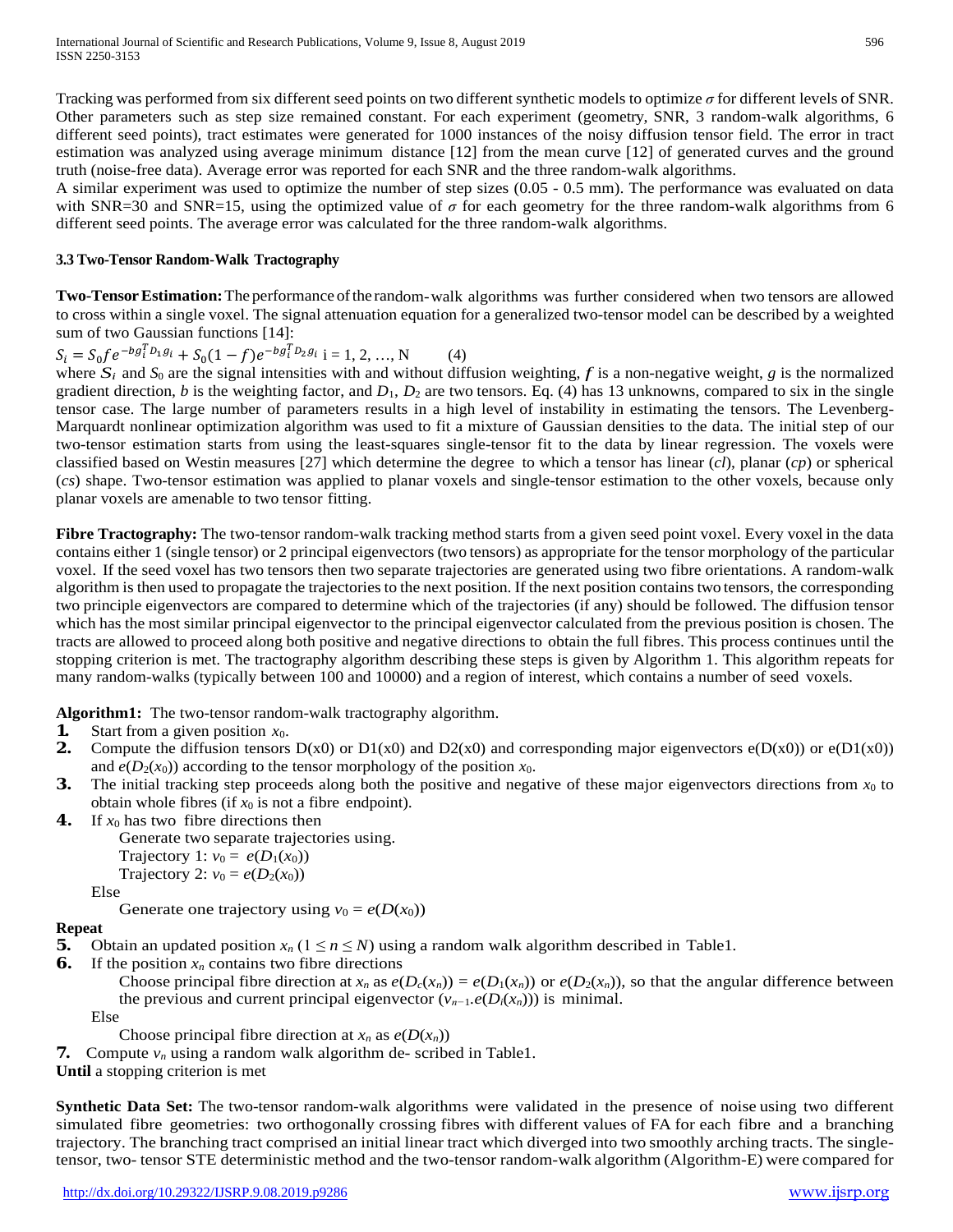Tracking was performed from six different seed points on two different synthetic models to optimize $\sigma$ for different levels of SNR. Other parameters such as step size remained constant. For each experiment (geometry, SNR, 3 random-walk algorithms, 6 different seed points), tract estimates were generated for 1000 instances of the noisy diffusion tensor field. The error in tract estimation was analyzed using average minimum distance [12] from the mean curve [12] of generated curves and the ground truth (noise-free data). Average error was reported for each SNR and the three random-walk algorithms.

A similar experiment was used to optimize the number of step sizes (0.05 - 0.5 mm). The performance was evaluated on data with SNR=30 and SNR=15, using the optimized value of $\sigma$ for each geometry for the three random-walk algorithms from 6 different seed points. The average error was calculated for the three random-walk algorithms.

### 3.3 Two-Tensor Random-Walk Tractography

**Two-Tensor Estimation:** The performance of the random-walk algorithms was further considered when two tensors are allowed to cross within a single voxel. The signal attenuation equation for a generalized two-tensor model can be described by a weighted sum of two Gaussian functions [14]:

$$S_i = S_0 f e^{-b g_i^T D_1 g_i} + S_0 (1-f) e^{-b g_i^T D_2 g_i} \quad i = 1, 2, \ldots, N \qquad (4)$$

where $S_i$ and $S_0$ are the signal intensities with and without diffusion weighting, $f$ is a non-negative weight, $g$ is the normalized gradient direction, $b$ is the weighting factor, and $D_1$, $D_2$ are two tensors. Eq. (4) has 13 unknowns, compared to six in the single tensor case. The large number of parameters results in a high level of instability in estimating the tensors. The Levenberg-Marquardt nonlinear optimization algorithm was used to fit a mixture of Gaussian densities to the data. The initial step of our two-tensor estimation starts from using the least-squares single-tensor fit to the data by linear regression. The voxels were classified based on Westin measures [27] which determine the degree to which a tensor has linear (*cl*), planar (*cp*) or spherical (*cs*) shape. Two-tensor estimation was applied to planar voxels and single-tensor estimation to the other voxels, because only planar voxels are amenable to two tensor fitting.

**Fibre Tractography:** The two-tensor random-walk tracking method starts from a given seed point voxel. Every voxel in the data contains either 1 (single tensor) or 2 principal eigenvectors (two tensors) as appropriate for the tensor morphology of the particular voxel. If the seed voxel has two tensors then two separate trajectories are generated using two fibre orientations. A random-walk algorithm is then used to propagate the trajectories to the next position. If the next position contains two tensors, the corresponding two principle eigenvectors are compared to determine which of the trajectories (if any) should be followed. The diffusion tensor which has the most similar principal eigenvector to the principal eigenvector calculated from the previous position is chosen. The tracts are allowed to proceed along both positive and negative directions to obtain the full fibres. This process continues until the stopping criterion is met. The tractography algorithm describing these steps is given by Algorithm 1. This algorithm repeats for many random-walks (typically between 100 and 10000) and a region of interest, which contains a number of seed voxels.

**Algorithm1:** The two-tensor random-walk tractography algorithm.

1. Start from a given position $x_0$.
2. Compute the diffusion tensors D(x0) or D1(x0) and D2(x0) and corresponding major eigenvectors e(D(x0)) or e(D1(x0)) and $e(D_2(x_0))$ according to the tensor morphology of the position $x_0$.
3. The initial tracking step proceeds along both the positive and negative of these major eigenvectors directions from $x_0$ to obtain whole fibres (if $x_0$ is not a fibre endpoint).
4. If $x_0$ has two fibre directions then

   Generate two separate trajectories using.

   Trajectory 1: $v_0 = e(D_1(x_0))$

   Trajectory 2: $v_0 = e(D_2(x_0))$

   Else

   Generate one trajectory using $v_0 = e(D(x_0))$

**Repeat**

5. Obtain an updated position $x_n$ $(1 \leq n \leq N)$ using a random walk algorithm described in Table1.
6. If the position $x_n$ contains two fibre directions

   Choose principal fibre direction at $x_n$ as $e(D_c(x_n)) = e(D_1(x_n))$ or $e(D_2(x_n))$, so that the angular difference between the previous and current principal eigenvector $(v_{n-1}.e(D_i(x_n)))$ is minimal.

   Else

   Choose principal fibre direction at $x_n$ as $e(D(x_n))$

7. Compute $v_n$ using a random walk algorithm de- scribed in Table1.

**Until** a stopping criterion is met

**Synthetic Data Set:** The two-tensor random-walk algorithms were validated in the presence of noise using two different simulated fibre geometries: two orthogonally crossing fibres with different values of FA for each fibre and a branching trajectory. The branching tract comprised an initial linear tract which diverged into two smoothly arching tracts. The single-tensor, two- tensor STE deterministic method and the two-tensor random-walk algorithm (Algorithm-E) were compared for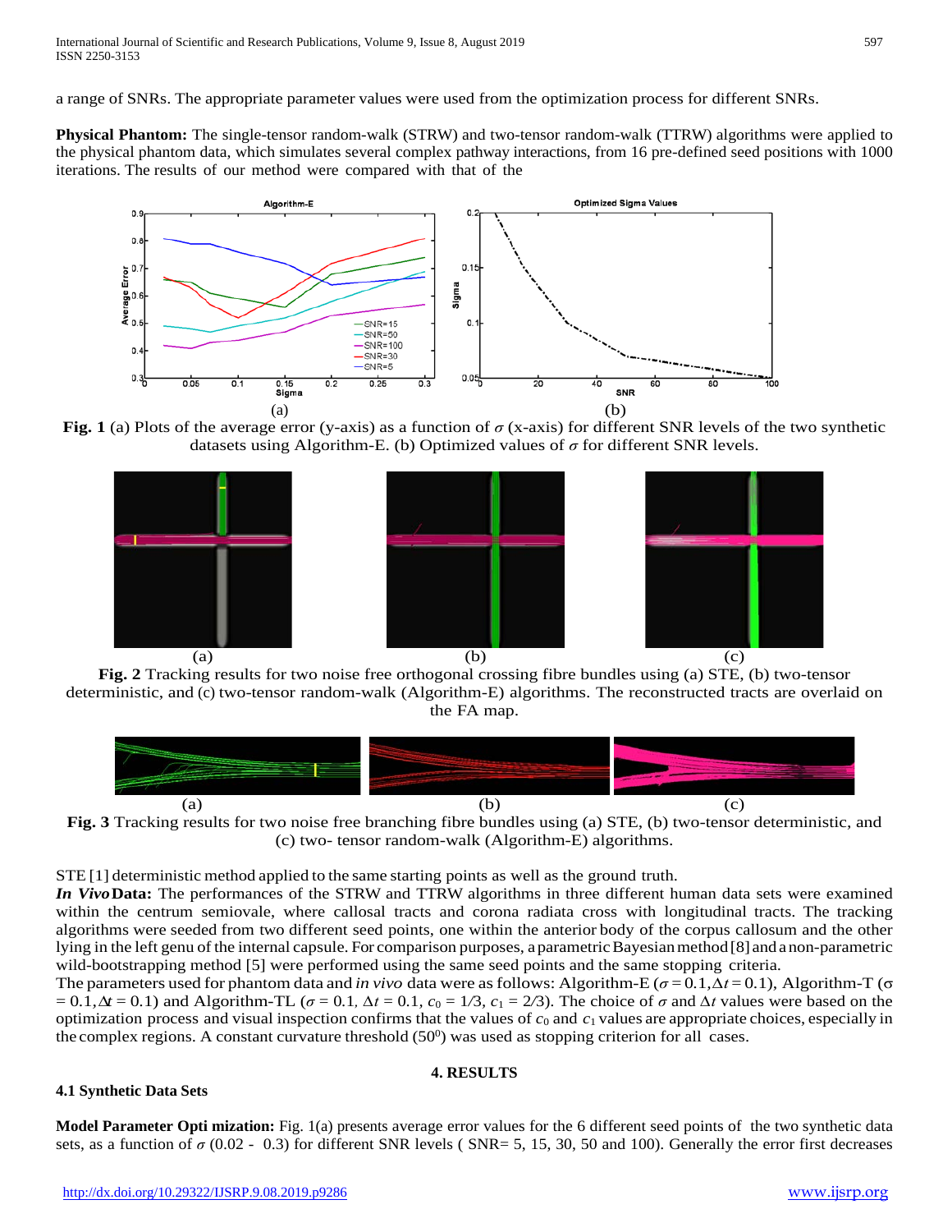a range of SNRs. The appropriate parameter values were used from the optimization process for different SNRs.

**Physical Phantom:** The single-tensor random-walk (STRW) and two-tensor random-walk (TTRW) algorithms were applied to the physical phantom data, which simulates several complex pathway interactions, from 16 pre-defined seed positions with 1000 iterations. The results of our method were compared with that of the

**Fig. 1** (a) Plots of the average error (y-axis) as a function of $\sigma$ (x-axis) for different SNR levels of the two synthetic datasets using Algorithm-E. (b) Optimized values of $\sigma$ for different SNR levels.

**Fig. 2** Tracking results for two noise free orthogonal crossing fibre bundles using (a) STE, (b) two-tensor deterministic, and (c) two-tensor random-walk (Algorithm-E) algorithms. The reconstructed tracts are overlaid on the FA map.

**Fig. 3** Tracking results for two noise free branching fibre bundles using (a) STE, (b) two-tensor deterministic, and (c) two- tensor random-walk (Algorithm-E) algorithms.

STE [1] deterministic method applied to the same starting points as well as the ground truth.

***In Vivo* Data:** The performances of the STRW and TTRW algorithms in three different human data sets were examined within the centrum semiovale, where callosal tracts and corona radiata cross with longitudinal tracts. The tracking algorithms were seeded from two different seed points, one within the anterior body of the corpus callosum and the other lying in the left genu of the internal capsule. For comparison purposes, a parametric Bayesian method [8] and a non-parametric wild-bootstrapping method [5] were performed using the same seed points and the same stopping criteria.

The parameters used for phantom data and *in vivo* data were as follows: Algorithm-E ($\sigma = 0.1, \Delta t = 0.1$), Algorithm-T ($\sigma = 0.1, \Delta t = 0.1$) and Algorithm-TL ($\sigma = 0.1$, $\Delta t = 0.1$, $c_0 = 1/3$, $c_1 = 2/3$). The choice of $\sigma$ and $\Delta t$ values were based on the optimization process and visual inspection confirms that the values of $c_0$ and $c_1$ values are appropriate choices, especially in the complex regions. A constant curvature threshold ($50^0$) was used as stopping criterion for all cases.

## 4. RESULTS

### 4.1 Synthetic Data Sets

**Model Parameter Opti mization:** Fig. 1(a) presents average error values for the 6 different seed points of the two synthetic data sets, as a function of $\sigma$ (0.02 - 0.3) for different SNR levels ( SNR= 5, 15, 30, 50 and 100). Generally the error first decreases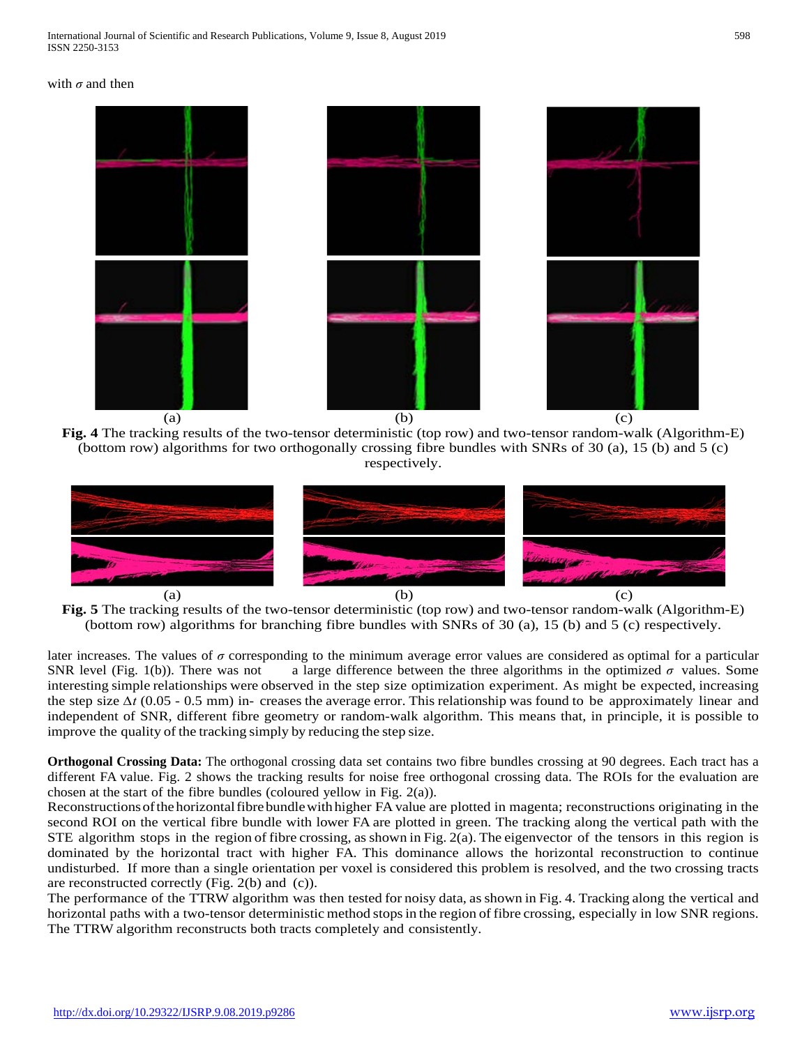with $\sigma$ and then

**Fig. 4** The tracking results of the two-tensor deterministic (top row) and two-tensor random-walk (Algorithm-E) (bottom row) algorithms for two orthogonally crossing fibre bundles with SNRs of 30 (a), 15 (b) and 5 (c) respectively.

**Fig. 5** The tracking results of the two-tensor deterministic (top row) and two-tensor random-walk (Algorithm-E) (bottom row) algorithms for branching fibre bundles with SNRs of 30 (a), 15 (b) and 5 (c) respectively.

later increases. The values of $\sigma$ corresponding to the minimum average error values are considered as optimal for a particular SNR level (Fig. 1(b)). There was not a large difference between the three algorithms in the optimized $\sigma$ values. Some interesting simple relationships were observed in the step size optimization experiment. As might be expected, increasing the step size $\Delta t$ (0.05 - 0.5 mm) in- creases the average error. This relationship was found to be approximately linear and independent of SNR, different fibre geometry or random-walk algorithm. This means that, in principle, it is possible to improve the quality of the tracking simply by reducing the step size.

**Orthogonal Crossing Data:** The orthogonal crossing data set contains two fibre bundles crossing at 90 degrees. Each tract has a different FA value. Fig. 2 shows the tracking results for noise free orthogonal crossing data. The ROIs for the evaluation are chosen at the start of the fibre bundles (coloured yellow in Fig. 2(a)).
Reconstructions of the horizontal fibre bundle with higher FA value are plotted in magenta; reconstructions originating in the second ROI on the vertical fibre bundle with lower FA are plotted in green. The tracking along the vertical path with the STE algorithm stops in the region of fibre crossing, as shown in Fig. 2(a). The eigenvector of the tensors in this region is dominated by the horizontal tract with higher FA. This dominance allows the horizontal reconstruction to continue undisturbed. If more than a single orientation per voxel is considered this problem is resolved, and the two crossing tracts are reconstructed correctly (Fig. 2(b) and (c)).
The performance of the TTRW algorithm was then tested for noisy data, as shown in Fig. 4. Tracking along the vertical and horizontal paths with a two-tensor deterministic method stops in the region of fibre crossing, especially in low SNR regions. The TTRW algorithm reconstructs both tracts completely and consistently.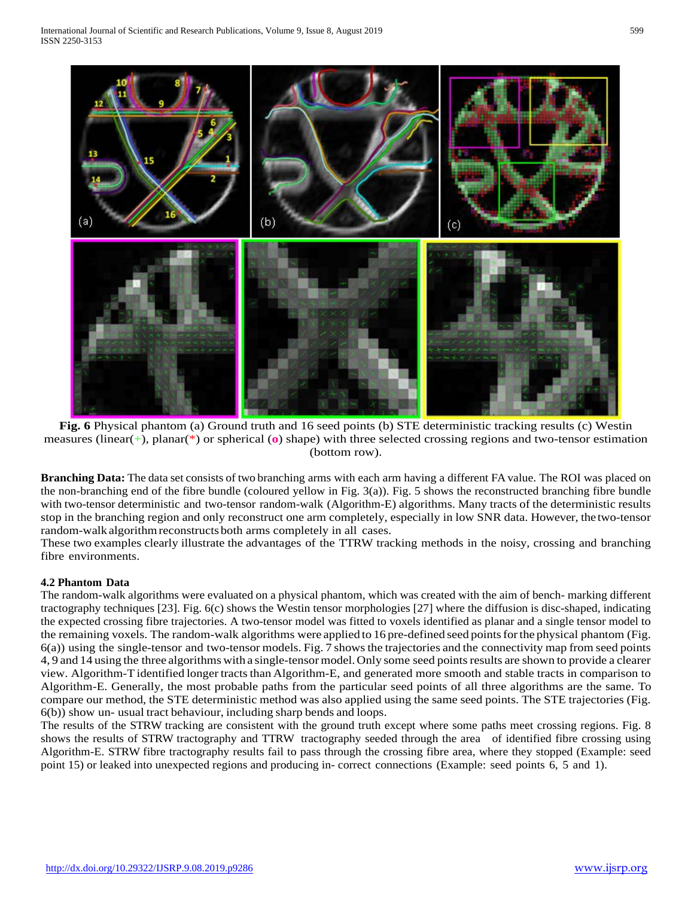**Fig. 6** Physical phantom (a) Ground truth and 16 seed points (b) STE deterministic tracking results (c) Westin measures (linear(+), planar(*) or spherical (**o**) shape) with three selected crossing regions and two-tensor estimation (bottom row).

**Branching Data:** The data set consists of two branching arms with each arm having a different FA value. The ROI was placed on the non-branching end of the fibre bundle (coloured yellow in Fig. 3(a)). Fig. 5 shows the reconstructed branching fibre bundle with two-tensor deterministic and two-tensor random-walk (Algorithm-E) algorithms. Many tracts of the deterministic results stop in the branching region and only reconstruct one arm completely, especially in low SNR data. However, the two-tensor random-walk algorithm reconstructs both arms completely in all cases.

These two examples clearly illustrate the advantages of the TTRW tracking methods in the noisy, crossing and branching fibre environments.

### 4.2 Phantom Data

The random-walk algorithms were evaluated on a physical phantom, which was created with the aim of bench- marking different tractography techniques [23]. Fig. 6(c) shows the Westin tensor morphologies [27] where the diffusion is disc-shaped, indicating the expected crossing fibre trajectories. A two-tensor model was fitted to voxels identified as planar and a single tensor model to the remaining voxels. The random-walk algorithms were applied to 16 pre-defined seed points for the physical phantom (Fig. 6(a)) using the single-tensor and two-tensor models. Fig. 7 shows the trajectories and the connectivity map from seed points 4, 9 and 14 using the three algorithms with a single-tensor model. Only some seed points results are shown to provide a clearer view. Algorithm-T identified longer tracts than Algorithm-E, and generated more smooth and stable tracts in comparison to Algorithm-E. Generally, the most probable paths from the particular seed points of all three algorithms are the same. To compare our method, the STE deterministic method was also applied using the same seed points. The STE trajectories (Fig. 6(b)) show un- usual tract behaviour, including sharp bends and loops.

The results of the STRW tracking are consistent with the ground truth except where some paths meet crossing regions. Fig. 8 shows the results of STRW tractography and TTRW tractography seeded through the area of identified fibre crossing using Algorithm-E. STRW fibre tractography results fail to pass through the crossing fibre area, where they stopped (Example: seed point 15) or leaked into unexpected regions and producing in- correct connections (Example: seed points 6, 5 and 1).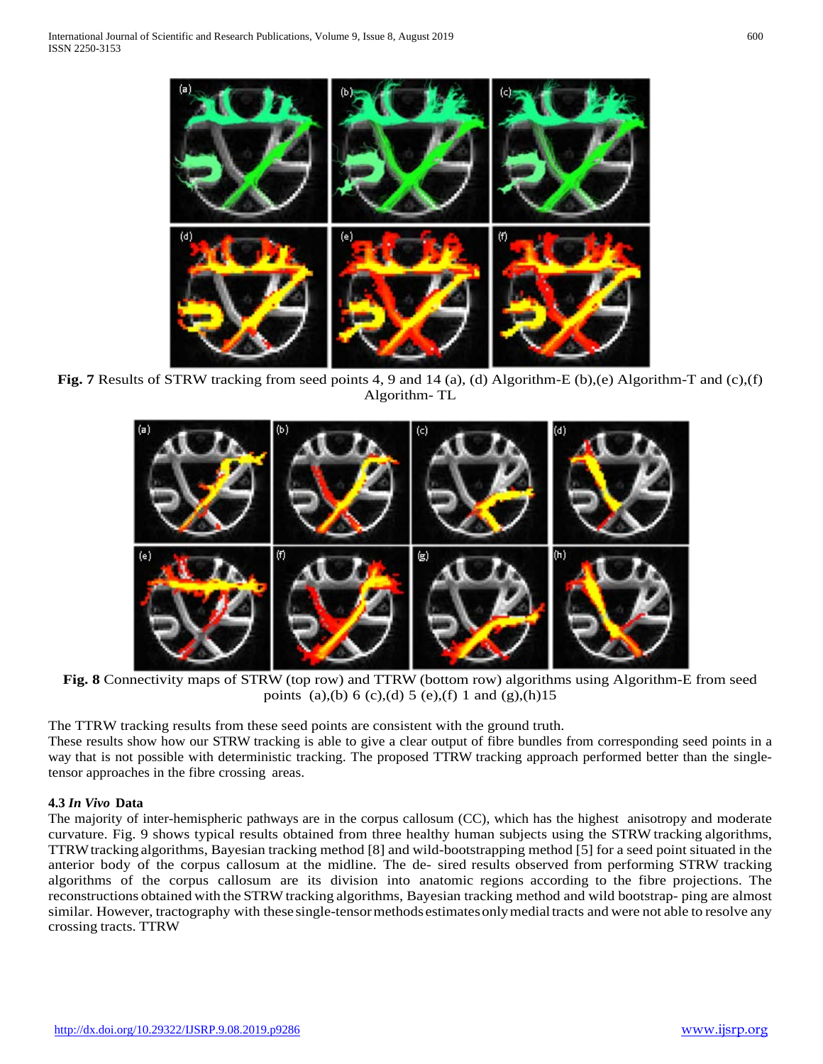**Fig. 7** Results of STRW tracking from seed points 4, 9 and 14 (a), (d) Algorithm-E (b),(e) Algorithm-T and (c),(f) Algorithm- TL

**Fig. 8** Connectivity maps of STRW (top row) and TTRW (bottom row) algorithms using Algorithm-E from seed points (a),(b) 6 (c),(d) 5 (e),(f) 1 and (g),(h)15

The TTRW tracking results from these seed points are consistent with the ground truth.

These results show how our STRW tracking is able to give a clear output of fibre bundles from corresponding seed points in a way that is not possible with deterministic tracking. The proposed TTRW tracking approach performed better than the single-tensor approaches in the fibre crossing areas.

### 4.3 *In Vivo* Data

The majority of inter-hemispheric pathways are in the corpus callosum (CC), which has the highest anisotropy and moderate curvature. Fig. 9 shows typical results obtained from three healthy human subjects using the STRW tracking algorithms, TTRW tracking algorithms, Bayesian tracking method [8] and wild-bootstrapping method [5] for a seed point situated in the anterior body of the corpus callosum at the midline. The de- sired results observed from performing STRW tracking algorithms of the corpus callosum are its division into anatomic regions according to the fibre projections. The reconstructions obtained with the STRW tracking algorithms, Bayesian tracking method and wild bootstrap- ping are almost similar. However, tractography with these single-tensor methods estimates only medial tracts and were not able to resolve any crossing tracts. TTRW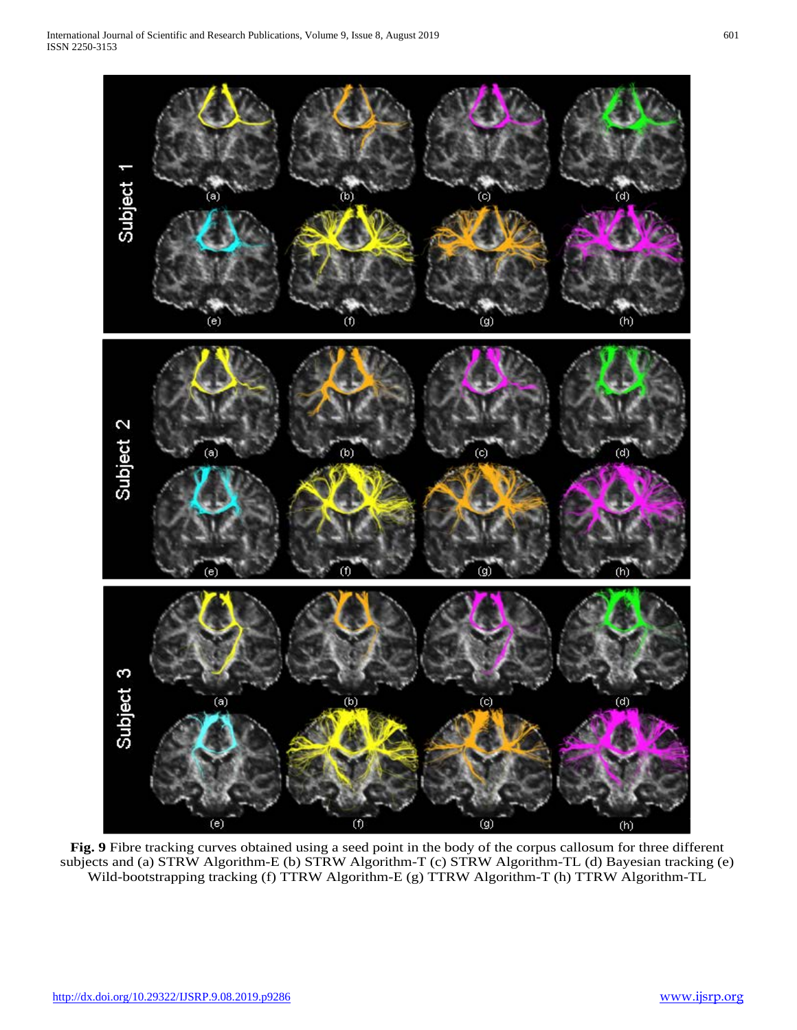**Fig. 9** Fibre tracking curves obtained using a seed point in the body of the corpus callosum for three different subjects and (a) STRW Algorithm-E (b) STRW Algorithm-T (c) STRW Algorithm-TL (d) Bayesian tracking (e) Wild-bootstrapping tracking (f) TTRW Algorithm-E (g) TTRW Algorithm-T (h) TTRW Algorithm-TL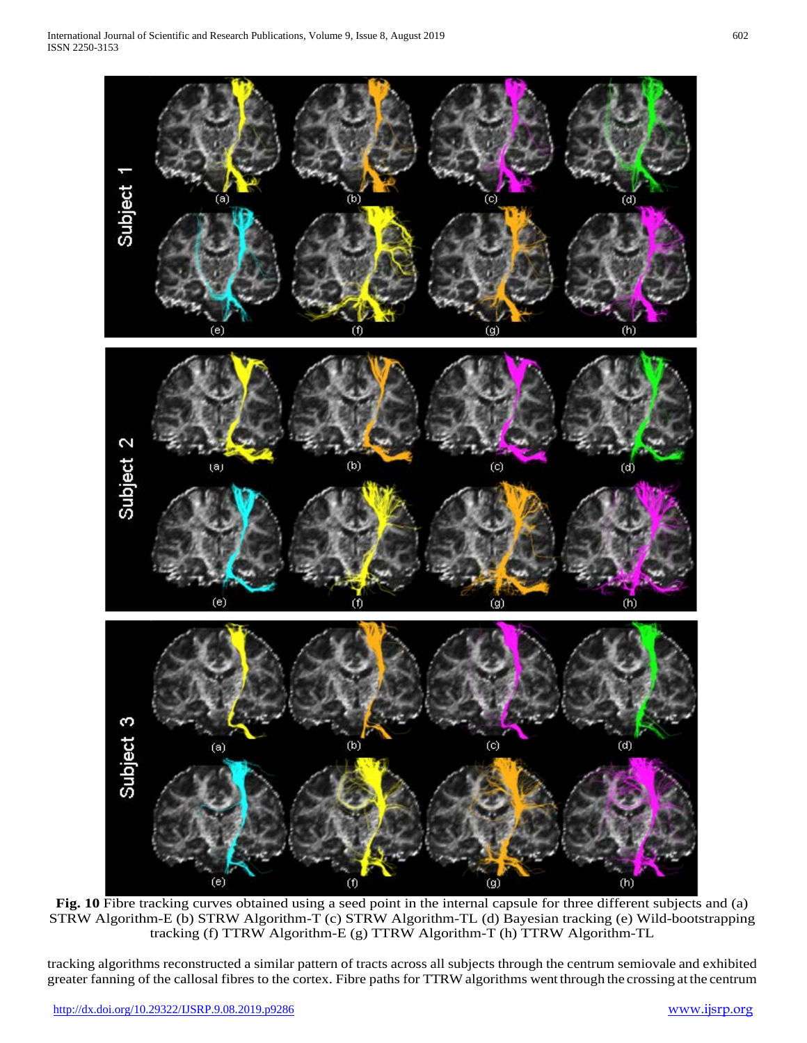**Fig. 10** Fibre tracking curves obtained using a seed point in the internal capsule for three different subjects and (a) STRW Algorithm-E (b) STRW Algorithm-T (c) STRW Algorithm-TL (d) Bayesian tracking (e) Wild-bootstrapping tracking (f) TTRW Algorithm-E (g) TTRW Algorithm-T (h) TTRW Algorithm-TL

tracking algorithms reconstructed a similar pattern of tracts across all subjects through the centrum semiovale and exhibited greater fanning of the callosal fibres to the cortex. Fibre paths for TTRW algorithms went through the crossing at the centrum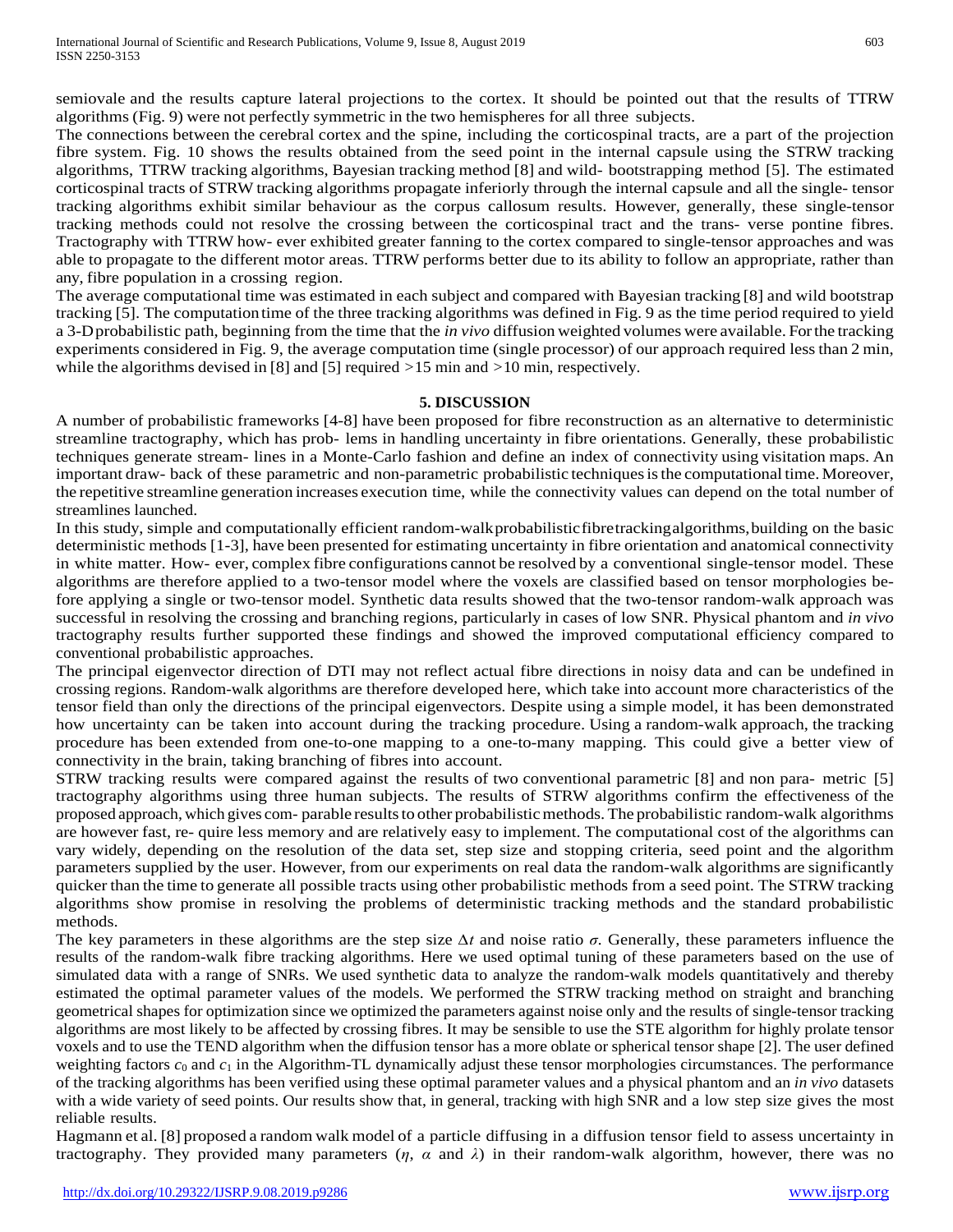semiovale and the results capture lateral projections to the cortex. It should be pointed out that the results of TTRW algorithms (Fig. 9) were not perfectly symmetric in the two hemispheres for all three subjects.

The connections between the cerebral cortex and the spine, including the corticospinal tracts, are a part of the projection fibre system. Fig. 10 shows the results obtained from the seed point in the internal capsule using the STRW tracking algorithms, TTRW tracking algorithms, Bayesian tracking method [8] and wild- bootstrapping method [5]. The estimated corticospinal tracts of STRW tracking algorithms propagate inferiorly through the internal capsule and all the single- tensor tracking algorithms exhibit similar behaviour as the corpus callosum results. However, generally, these single-tensor tracking methods could not resolve the crossing between the corticospinal tract and the trans- verse pontine fibres. Tractography with TTRW how- ever exhibited greater fanning to the cortex compared to single-tensor approaches and was able to propagate to the different motor areas. TTRW performs better due to its ability to follow an appropriate, rather than any, fibre population in a crossing region.

The average computational time was estimated in each subject and compared with Bayesian tracking [8] and wild bootstrap tracking [5]. The computation time of the three tracking algorithms was defined in Fig. 9 as the time period required to yield a 3-D probabilistic path, beginning from the time that the *in vivo* diffusion weighted volumes were available. For the tracking experiments considered in Fig. 9, the average computation time (single processor) of our approach required less than 2 min, while the algorithms devised in [8] and [5] required >15 min and >10 min, respectively.

## 5. DISCUSSION

A number of probabilistic frameworks [4-8] have been proposed for fibre reconstruction as an alternative to deterministic streamline tractography, which has prob- lems in handling uncertainty in fibre orientations. Generally, these probabilistic techniques generate stream- lines in a Monte-Carlo fashion and define an index of connectivity using visitation maps. An important draw- back of these parametric and non-parametric probabilistic techniques is the computational time. Moreover, the repetitive streamline generation increases execution time, while the connectivity values can depend on the total number of streamlines launched.

In this study, simple and computationally efficient random-walk probabilistic fibre tracking algorithms, building on the basic deterministic methods [1-3], have been presented for estimating uncertainty in fibre orientation and anatomical connectivity in white matter. How- ever, complex fibre configurations cannot be resolved by a conventional single-tensor model. These algorithms are therefore applied to a two-tensor model where the voxels are classified based on tensor morphologies be- fore applying a single or two-tensor model. Synthetic data results showed that the two-tensor random-walk approach was successful in resolving the crossing and branching regions, particularly in cases of low SNR. Physical phantom and *in vivo* tractography results further supported these findings and showed the improved computational efficiency compared to conventional probabilistic approaches.

The principal eigenvector direction of DTI may not reflect actual fibre directions in noisy data and can be undefined in crossing regions. Random-walk algorithms are therefore developed here, which take into account more characteristics of the tensor field than only the directions of the principal eigenvectors. Despite using a simple model, it has been demonstrated how uncertainty can be taken into account during the tracking procedure. Using a random-walk approach, the tracking procedure has been extended from one-to-one mapping to a one-to-many mapping. This could give a better view of connectivity in the brain, taking branching of fibres into account.

STRW tracking results were compared against the results of two conventional parametric [8] and non para- metric [5] tractography algorithms using three human subjects. The results of STRW algorithms confirm the effectiveness of the proposed approach, which gives com- parable results to other probabilistic methods. The probabilistic random-walk algorithms are however fast, re- quire less memory and are relatively easy to implement. The computational cost of the algorithms can vary widely, depending on the resolution of the data set, step size and stopping criteria, seed point and the algorithm parameters supplied by the user. However, from our experiments on real data the random-walk algorithms are significantly quicker than the time to generate all possible tracts using other probabilistic methods from a seed point. The STRW tracking algorithms show promise in resolving the problems of deterministic tracking methods and the standard probabilistic methods.

The key parameters in these algorithms are the step size $\Delta t$ and noise ratio $\sigma$. Generally, these parameters influence the results of the random-walk fibre tracking algorithms. Here we used optimal tuning of these parameters based on the use of simulated data with a range of SNRs. We used synthetic data to analyze the random-walk models quantitatively and thereby estimated the optimal parameter values of the models. We performed the STRW tracking method on straight and branching geometrical shapes for optimization since we optimized the parameters against noise only and the results of single-tensor tracking algorithms are most likely to be affected by crossing fibres. It may be sensible to use the STE algorithm for highly prolate tensor voxels and to use the TEND algorithm when the diffusion tensor has a more oblate or spherical tensor shape [2]. The user defined weighting factors $c_0$ and $c_1$ in the Algorithm-TL dynamically adjust these tensor morphologies circumstances. The performance of the tracking algorithms has been verified using these optimal parameter values and a physical phantom and an *in vivo* datasets with a wide variety of seed points. Our results show that, in general, tracking with high SNR and a low step size gives the most reliable results.

Hagmann et al. [8] proposed a random walk model of a particle diffusing in a diffusion tensor field to assess uncertainty in tractography. They provided many parameters ($\eta$, $\alpha$ and $\lambda$) in their random-walk algorithm, however, there was no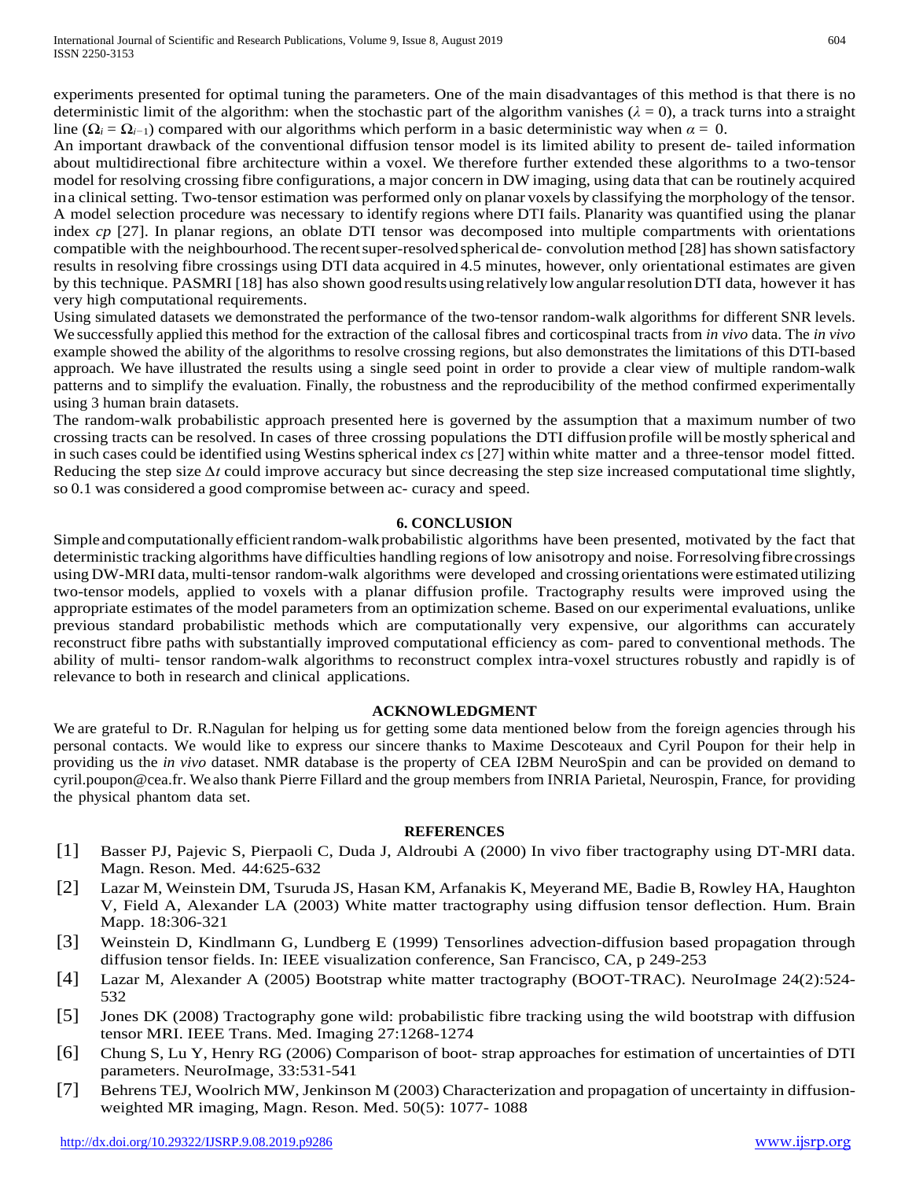experiments presented for optimal tuning the parameters. One of the main disadvantages of this method is that there is no deterministic limit of the algorithm: when the stochastic part of the algorithm vanishes ($\lambda = 0$), a track turns into a straight line ($\Omega_i = \Omega_{i-1}$) compared with our algorithms which perform in a basic deterministic way when $\alpha = 0$.

An important drawback of the conventional diffusion tensor model is its limited ability to present de- tailed information about multidirectional fibre architecture within a voxel. We therefore further extended these algorithms to a two-tensor model for resolving crossing fibre configurations, a major concern in DW imaging, using data that can be routinely acquired in a clinical setting. Two-tensor estimation was performed only on planar voxels by classifying the morphology of the tensor. A model selection procedure was necessary to identify regions where DTI fails. Planarity was quantified using the planar index *cp* [27]. In planar regions, an oblate DTI tensor was decomposed into multiple compartments with orientations compatible with the neighbourhood. The recent super-resolved spherical de- convolution method [28] has shown satisfactory results in resolving fibre crossings using DTI data acquired in 4.5 minutes, however, only orientational estimates are given by this technique. PASMRI [18] has also shown good results using relatively low angular resolution DTI data, however it has very high computational requirements.

Using simulated datasets we demonstrated the performance of the two-tensor random-walk algorithms for different SNR levels. We successfully applied this method for the extraction of the callosal fibres and corticospinal tracts from *in vivo* data. The *in vivo* example showed the ability of the algorithms to resolve crossing regions, but also demonstrates the limitations of this DTI-based approach. We have illustrated the results using a single seed point in order to provide a clear view of multiple random-walk patterns and to simplify the evaluation. Finally, the robustness and the reproducibility of the method confirmed experimentally using 3 human brain datasets.

The random-walk probabilistic approach presented here is governed by the assumption that a maximum number of two crossing tracts can be resolved. In cases of three crossing populations the DTI diffusion profile will be mostly spherical and in such cases could be identified using Westins spherical index *cs* [27] within white matter and a three-tensor model fitted. Reducing the step size $\Delta t$ could improve accuracy but since decreasing the step size increased computational time slightly, so 0.1 was considered a good compromise between ac- curacy and speed.

## 6. CONCLUSION

Simple and computationally efficient random-walk probabilistic algorithms have been presented, motivated by the fact that deterministic tracking algorithms have difficulties handling regions of low anisotropy and noise. For resolving fibre crossings using DW-MRI data, multi-tensor random-walk algorithms were developed and crossing orientations were estimated utilizing two-tensor models, applied to voxels with a planar diffusion profile. Tractography results were improved using the appropriate estimates of the model parameters from an optimization scheme. Based on our experimental evaluations, unlike previous standard probabilistic methods which are computationally very expensive, our algorithms can accurately reconstruct fibre paths with substantially improved computational efficiency as com- pared to conventional methods. The ability of multi- tensor random-walk algorithms to reconstruct complex intra-voxel structures robustly and rapidly is of relevance to both in research and clinical applications.

## ACKNOWLEDGMENT

We are grateful to Dr. R.Nagulan for helping us for getting some data mentioned below from the foreign agencies through his personal contacts. We would like to express our sincere thanks to Maxime Descoteaux and Cyril Poupon for their help in providing us the *in vivo* dataset. NMR database is the property of CEA I2BM NeuroSpin and can be provided on demand to cyril.poupon@cea.fr. We also thank Pierre Fillard and the group members from INRIA Parietal, Neurospin, France, for providing the physical phantom data set.

## REFERENCES

[1] Basser PJ, Pajevic S, Pierpaoli C, Duda J, Aldroubi A (2000) In vivo fiber tractography using DT-MRI data. Magn. Reson. Med. 44:625-632

[2] Lazar M, Weinstein DM, Tsuruda JS, Hasan KM, Arfanakis K, Meyerand ME, Badie B, Rowley HA, Haughton V, Field A, Alexander LA (2003) White matter tractography using diffusion tensor deflection. Hum. Brain Mapp. 18:306-321

[3] Weinstein D, Kindlmann G, Lundberg E (1999) Tensorlines advection-diffusion based propagation through diffusion tensor fields. In: IEEE visualization conference, San Francisco, CA, p 249-253

[4] Lazar M, Alexander A (2005) Bootstrap white matter tractography (BOOT-TRAC). NeuroImage 24(2):524-532

[5] Jones DK (2008) Tractography gone wild: probabilistic fibre tracking using the wild bootstrap with diffusion tensor MRI. IEEE Trans. Med. Imaging 27:1268-1274

[6] Chung S, Lu Y, Henry RG (2006) Comparison of boot- strap approaches for estimation of uncertainties of DTI parameters. NeuroImage, 33:531-541

[7] Behrens TEJ, Woolrich MW, Jenkinson M (2003) Characterization and propagation of uncertainty in diffusion-weighted MR imaging, Magn. Reson. Med. 50(5): 1077- 1088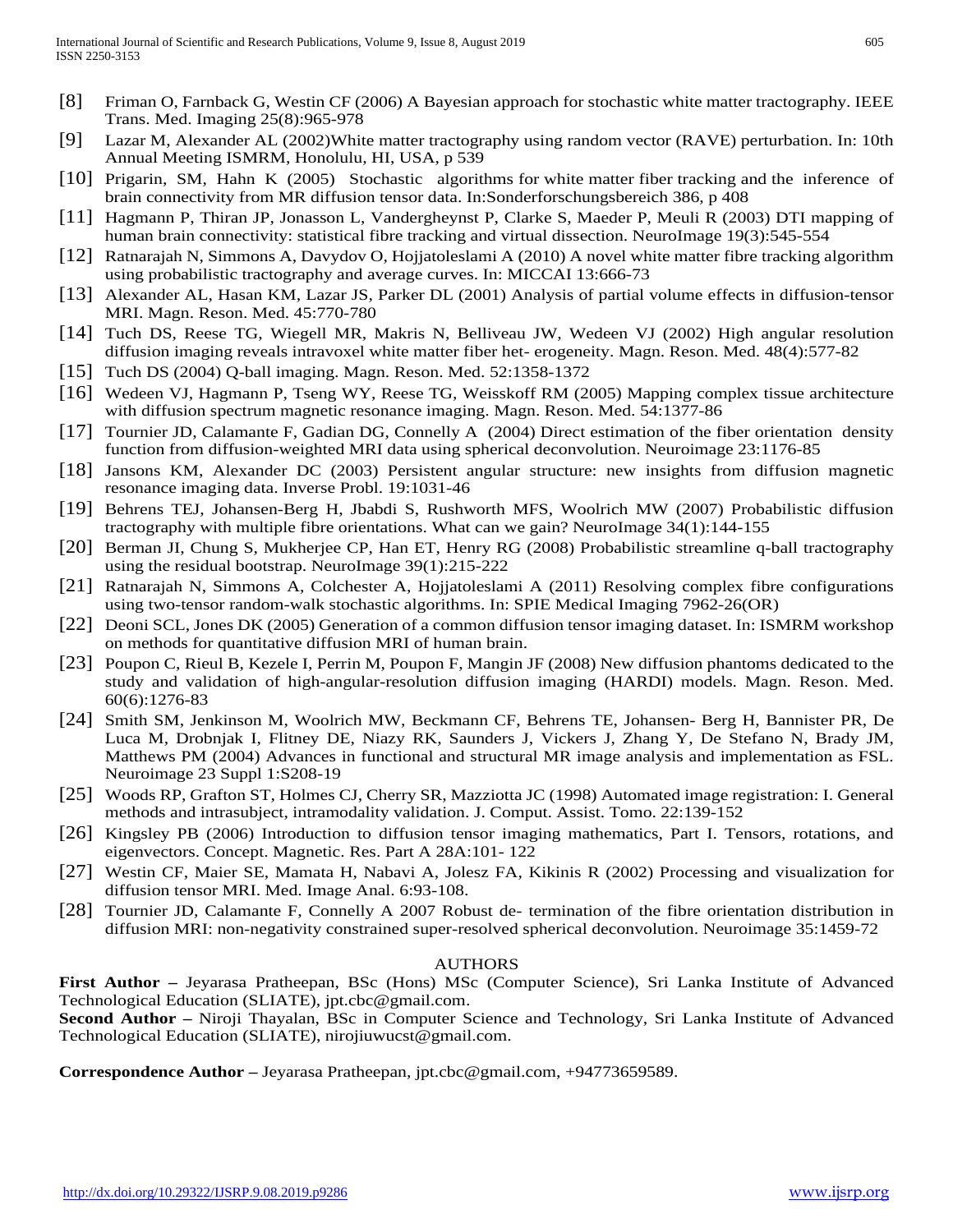[8] Friman O, Farnback G, Westin CF (2006) A Bayesian approach for stochastic white matter tractography. IEEE Trans. Med. Imaging 25(8):965-978

[9] Lazar M, Alexander AL (2002)White matter tractography using random vector (RAVE) perturbation. In: 10th Annual Meeting ISMRM, Honolulu, HI, USA, p 539

[10] Prigarin, SM, Hahn K (2005) Stochastic algorithms for white matter fiber tracking and the inference of brain connectivity from MR diffusion tensor data. In:Sonderforschungsbereich 386, p 408

[11] Hagmann P, Thiran JP, Jonasson L, Vandergheynst P, Clarke S, Maeder P, Meuli R (2003) DTI mapping of human brain connectivity: statistical fibre tracking and virtual dissection. NeuroImage 19(3):545-554

[12] Ratnarajah N, Simmons A, Davydov O, Hojjatoleslami A (2010) A novel white matter fibre tracking algorithm using probabilistic tractography and average curves. In: MICCAI 13:666-73

[13] Alexander AL, Hasan KM, Lazar JS, Parker DL (2001) Analysis of partial volume effects in diffusion-tensor MRI. Magn. Reson. Med. 45:770-780

[14] Tuch DS, Reese TG, Wiegell MR, Makris N, Belliveau JW, Wedeen VJ (2002) High angular resolution diffusion imaging reveals intravoxel white matter fiber het- erogeneity. Magn. Reson. Med. 48(4):577-82

[15] Tuch DS (2004) Q-ball imaging. Magn. Reson. Med. 52:1358-1372

[16] Wedeen VJ, Hagmann P, Tseng WY, Reese TG, Weisskoff RM (2005) Mapping complex tissue architecture with diffusion spectrum magnetic resonance imaging. Magn. Reson. Med. 54:1377-86

[17] Tournier JD, Calamante F, Gadian DG, Connelly A (2004) Direct estimation of the fiber orientation density function from diffusion-weighted MRI data using spherical deconvolution. Neuroimage 23:1176-85

[18] Jansons KM, Alexander DC (2003) Persistent angular structure: new insights from diffusion magnetic resonance imaging data. Inverse Probl. 19:1031-46

[19] Behrens TEJ, Johansen-Berg H, Jbabdi S, Rushworth MFS, Woolrich MW (2007) Probabilistic diffusion tractography with multiple fibre orientations. What can we gain? NeuroImage 34(1):144-155

[20] Berman JI, Chung S, Mukherjee CP, Han ET, Henry RG (2008) Probabilistic streamline q-ball tractography using the residual bootstrap. NeuroImage 39(1):215-222

[21] Ratnarajah N, Simmons A, Colchester A, Hojjatoleslami A (2011) Resolving complex fibre configurations using two-tensor random-walk stochastic algorithms. In: SPIE Medical Imaging 7962-26(OR)

[22] Deoni SCL, Jones DK (2005) Generation of a common diffusion tensor imaging dataset. In: ISMRM workshop on methods for quantitative diffusion MRI of human brain.

[23] Poupon C, Rieul B, Kezele I, Perrin M, Poupon F, Mangin JF (2008) New diffusion phantoms dedicated to the study and validation of high-angular-resolution diffusion imaging (HARDI) models. Magn. Reson. Med. 60(6):1276-83

[24] Smith SM, Jenkinson M, Woolrich MW, Beckmann CF, Behrens TE, Johansen- Berg H, Bannister PR, De Luca M, Drobnjak I, Flitney DE, Niazy RK, Saunders J, Vickers J, Zhang Y, De Stefano N, Brady JM, Matthews PM (2004) Advances in functional and structural MR image analysis and implementation as FSL. Neuroimage 23 Suppl 1:S208-19

[25] Woods RP, Grafton ST, Holmes CJ, Cherry SR, Mazziotta JC (1998) Automated image registration: I. General methods and intrasubject, intramodality validation. J. Comput. Assist. Tomo. 22:139-152

[26] Kingsley PB (2006) Introduction to diffusion tensor imaging mathematics, Part I. Tensors, rotations, and eigenvectors. Concept. Magnetic. Res. Part A 28A:101- 122

[27] Westin CF, Maier SE, Mamata H, Nabavi A, Jolesz FA, Kikinis R (2002) Processing and visualization for diffusion tensor MRI. Med. Image Anal. 6:93-108.

[28] Tournier JD, Calamante F, Connelly A 2007 Robust de- termination of the fibre orientation distribution in diffusion MRI: non-negativity constrained super-resolved spherical deconvolution. Neuroimage 35:1459-72

## AUTHORS

**First Author –** Jeyarasa Pratheepan, BSc (Hons) MSc (Computer Science), Sri Lanka Institute of Advanced Technological Education (SLIATE), jpt.cbc@gmail.com.

**Second Author –** Niroji Thayalan, BSc in Computer Science and Technology, Sri Lanka Institute of Advanced Technological Education (SLIATE), nirojiuwucst@gmail.com.

**Correspondence Author –** Jeyarasa Pratheepan, jpt.cbc@gmail.com, +94773659589.